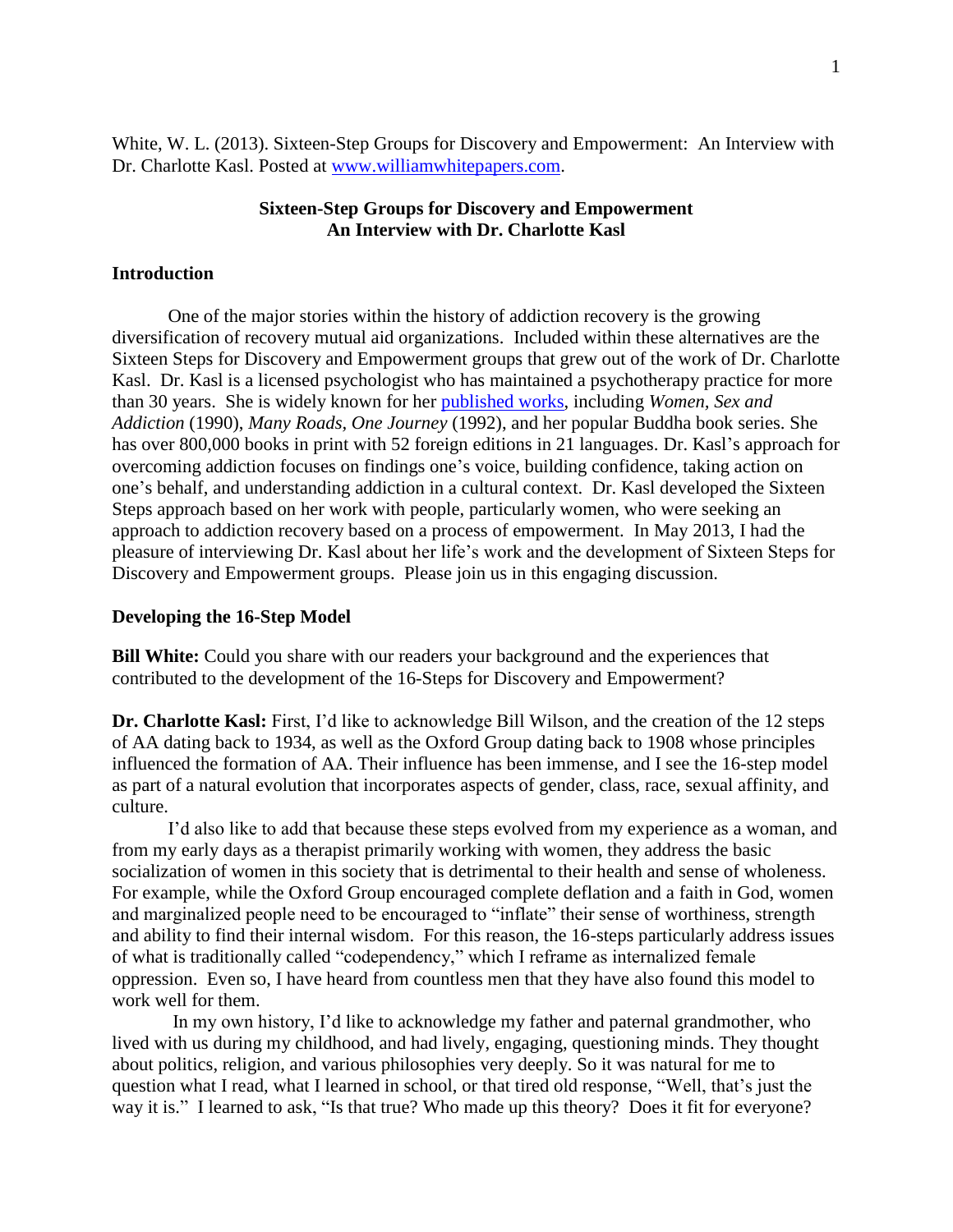White, W. L. (2013). Sixteen-Step Groups for Discovery and Empowerment: An Interview with Dr. Charlotte Kasl. Posted at [www.williamwhitepapers.com](www.williamwhitepapers.com).

# Sixteen-Step Groups for Discovery and Empowerment
## An Interview with Dr. Charlotte Kasl

### Introduction

One of the major stories within the history of addiction recovery is the growing diversification of recovery mutual aid organizations. Included within these alternatives are the Sixteen Steps for Discovery and Empowerment groups that grew out of the work of Dr. Charlotte Kasl. Dr. Kasl is a licensed psychologist who has maintained a psychotherapy practice for more than 30 years. She is widely known for her [published works](published works), including *Women, Sex and Addiction* (1990), *Many Roads, One Journey* (1992), and her popular Buddha book series. She has over 800,000 books in print with 52 foreign editions in 21 languages. Dr. Kasl's approach for overcoming addiction focuses on findings one's voice, building confidence, taking action on one's behalf, and understanding addiction in a cultural context. Dr. Kasl developed the Sixteen Steps approach based on her work with people, particularly women, who were seeking an approach to addiction recovery based on a process of empowerment. In May 2013, I had the pleasure of interviewing Dr. Kasl about her life's work and the development of Sixteen Steps for Discovery and Empowerment groups. Please join us in this engaging discussion.

### Developing the 16-Step Model

**Bill White:** Could you share with our readers your background and the experiences that contributed to the development of the 16-Steps for Discovery and Empowerment?

**Dr. Charlotte Kasl:** First, I'd like to acknowledge Bill Wilson, and the creation of the 12 steps of AA dating back to 1934, as well as the Oxford Group dating back to 1908 whose principles influenced the formation of AA. Their influence has been immense, and I see the 16-step model as part of a natural evolution that incorporates aspects of gender, class, race, sexual affinity, and culture.

I'd also like to add that because these steps evolved from my experience as a woman, and from my early days as a therapist primarily working with women, they address the basic socialization of women in this society that is detrimental to their health and sense of wholeness. For example, while the Oxford Group encouraged complete deflation and a faith in God, women and marginalized people need to be encouraged to "inflate" their sense of worthiness, strength and ability to find their internal wisdom. For this reason, the 16-steps particularly address issues of what is traditionally called "codependency," which I reframe as internalized female oppression. Even so, I have heard from countless men that they have also found this model to work well for them.

In my own history, I'd like to acknowledge my father and paternal grandmother, who lived with us during my childhood, and had lively, engaging, questioning minds. They thought about politics, religion, and various philosophies very deeply. So it was natural for me to question what I read, what I learned in school, or that tired old response, "Well, that's just the way it is." I learned to ask, "Is that true? Who made up this theory? Does it fit for everyone?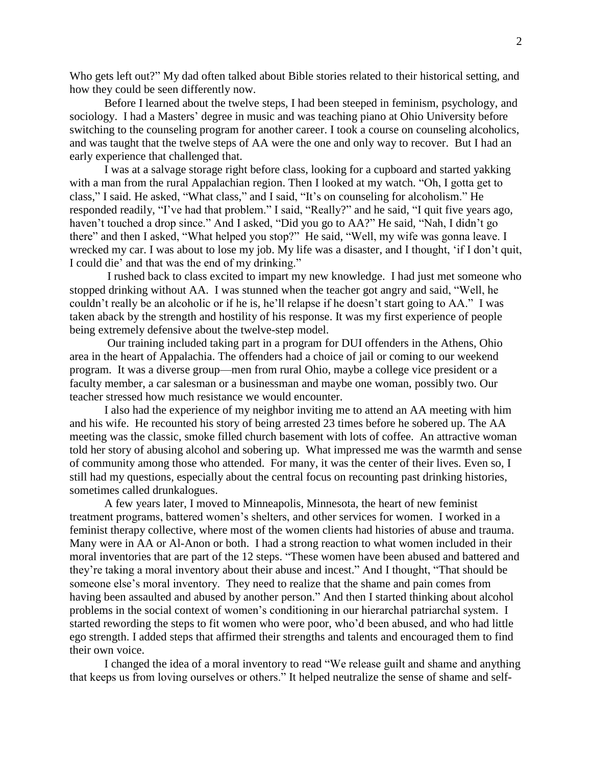Who gets left out?" My dad often talked about Bible stories related to their historical setting, and how they could be seen differently now.

Before I learned about the twelve steps, I had been steeped in feminism, psychology, and sociology. I had a Masters' degree in music and was teaching piano at Ohio University before switching to the counseling program for another career. I took a course on counseling alcoholics, and was taught that the twelve steps of AA were the one and only way to recover. But I had an early experience that challenged that.

I was at a salvage storage right before class, looking for a cupboard and started yakking with a man from the rural Appalachian region. Then I looked at my watch. "Oh, I gotta get to class," I said. He asked, "What class," and I said, "It's on counseling for alcoholism." He responded readily, "I've had that problem." I said, "Really?" and he said, "I quit five years ago, haven't touched a drop since." And I asked, "Did you go to AA?" He said, "Nah, I didn't go there" and then I asked, "What helped you stop?" He said, "Well, my wife was gonna leave. I wrecked my car. I was about to lose my job. My life was a disaster, and I thought, 'if I don't quit, I could die' and that was the end of my drinking."

I rushed back to class excited to impart my new knowledge. I had just met someone who stopped drinking without AA. I was stunned when the teacher got angry and said, "Well, he couldn't really be an alcoholic or if he is, he'll relapse if he doesn't start going to AA." I was taken aback by the strength and hostility of his response. It was my first experience of people being extremely defensive about the twelve-step model.

Our training included taking part in a program for DUI offenders in the Athens, Ohio area in the heart of Appalachia. The offenders had a choice of jail or coming to our weekend program. It was a diverse group—men from rural Ohio, maybe a college vice president or a faculty member, a car salesman or a businessman and maybe one woman, possibly two. Our teacher stressed how much resistance we would encounter.

I also had the experience of my neighbor inviting me to attend an AA meeting with him and his wife. He recounted his story of being arrested 23 times before he sobered up. The AA meeting was the classic, smoke filled church basement with lots of coffee. An attractive woman told her story of abusing alcohol and sobering up. What impressed me was the warmth and sense of community among those who attended. For many, it was the center of their lives. Even so, I still had my questions, especially about the central focus on recounting past drinking histories, sometimes called drunkalogues.

A few years later, I moved to Minneapolis, Minnesota, the heart of new feminist treatment programs, battered women's shelters, and other services for women. I worked in a feminist therapy collective, where most of the women clients had histories of abuse and trauma. Many were in AA or Al-Anon or both. I had a strong reaction to what women included in their moral inventories that are part of the 12 steps. "These women have been abused and battered and they're taking a moral inventory about their abuse and incest." And I thought, "That should be someone else's moral inventory. They need to realize that the shame and pain comes from having been assaulted and abused by another person." And then I started thinking about alcohol problems in the social context of women's conditioning in our hierarchal patriarchal system. I started rewording the steps to fit women who were poor, who'd been abused, and who had little ego strength. I added steps that affirmed their strengths and talents and encouraged them to find their own voice.

I changed the idea of a moral inventory to read "We release guilt and shame and anything that keeps us from loving ourselves or others." It helped neutralize the sense of shame and self-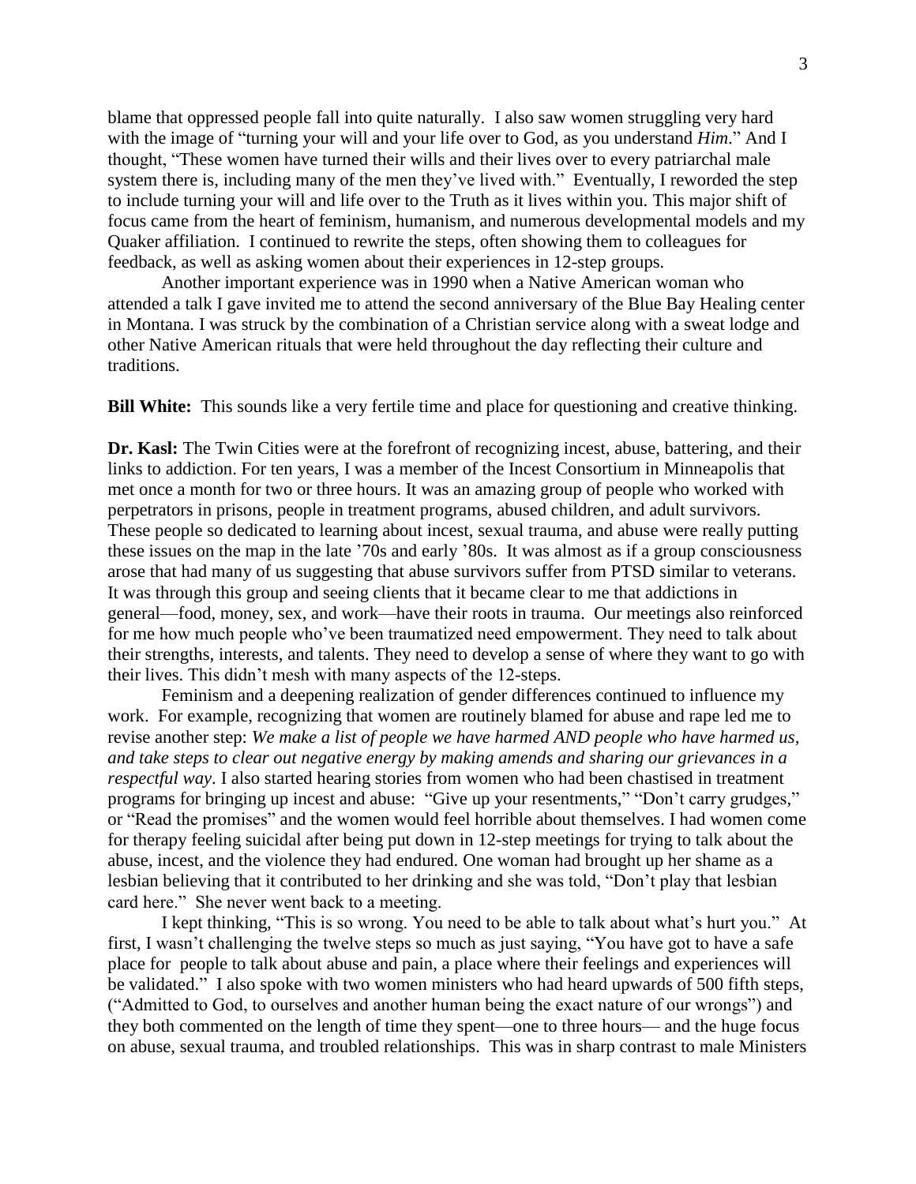blame that oppressed people fall into quite naturally. I also saw women struggling very hard with the image of "turning your will and your life over to God, as you understand *Him*." And I thought, "These women have turned their wills and their lives over to every patriarchal male system there is, including many of the men they've lived with." Eventually, I reworded the step to include turning your will and life over to the Truth as it lives within you. This major shift of focus came from the heart of feminism, humanism, and numerous developmental models and my Quaker affiliation. I continued to rewrite the steps, often showing them to colleagues for feedback, as well as asking women about their experiences in 12-step groups.

Another important experience was in 1990 when a Native American woman who attended a talk I gave invited me to attend the second anniversary of the Blue Bay Healing center in Montana. I was struck by the combination of a Christian service along with a sweat lodge and other Native American rituals that were held throughout the day reflecting their culture and traditions.

**Bill White:** This sounds like a very fertile time and place for questioning and creative thinking.

**Dr. Kasl:** The Twin Cities were at the forefront of recognizing incest, abuse, battering, and their links to addiction. For ten years, I was a member of the Incest Consortium in Minneapolis that met once a month for two or three hours. It was an amazing group of people who worked with perpetrators in prisons, people in treatment programs, abused children, and adult survivors. These people so dedicated to learning about incest, sexual trauma, and abuse were really putting these issues on the map in the late '70s and early '80s. It was almost as if a group consciousness arose that had many of us suggesting that abuse survivors suffer from PTSD similar to veterans. It was through this group and seeing clients that it became clear to me that addictions in general—food, money, sex, and work—have their roots in trauma. Our meetings also reinforced for me how much people who've been traumatized need empowerment. They need to talk about their strengths, interests, and talents. They need to develop a sense of where they want to go with their lives. This didn't mesh with many aspects of the 12-steps.

Feminism and a deepening realization of gender differences continued to influence my work. For example, recognizing that women are routinely blamed for abuse and rape led me to revise another step: *We make a list of people we have harmed AND people who have harmed us, and take steps to clear out negative energy by making amends and sharing our grievances in a respectful way*. I also started hearing stories from women who had been chastised in treatment programs for bringing up incest and abuse: "Give up your resentments," "Don't carry grudges," or "Read the promises" and the women would feel horrible about themselves. I had women come for therapy feeling suicidal after being put down in 12-step meetings for trying to talk about the abuse, incest, and the violence they had endured. One woman had brought up her shame as a lesbian believing that it contributed to her drinking and she was told, "Don't play that lesbian card here." She never went back to a meeting.

I kept thinking, "This is so wrong. You need to be able to talk about what's hurt you." At first, I wasn't challenging the twelve steps so much as just saying, "You have got to have a safe place for people to talk about abuse and pain, a place where their feelings and experiences will be validated." I also spoke with two women ministers who had heard upwards of 500 fifth steps, ("Admitted to God, to ourselves and another human being the exact nature of our wrongs") and they both commented on the length of time they spent—one to three hours— and the huge focus on abuse, sexual trauma, and troubled relationships. This was in sharp contrast to male Ministers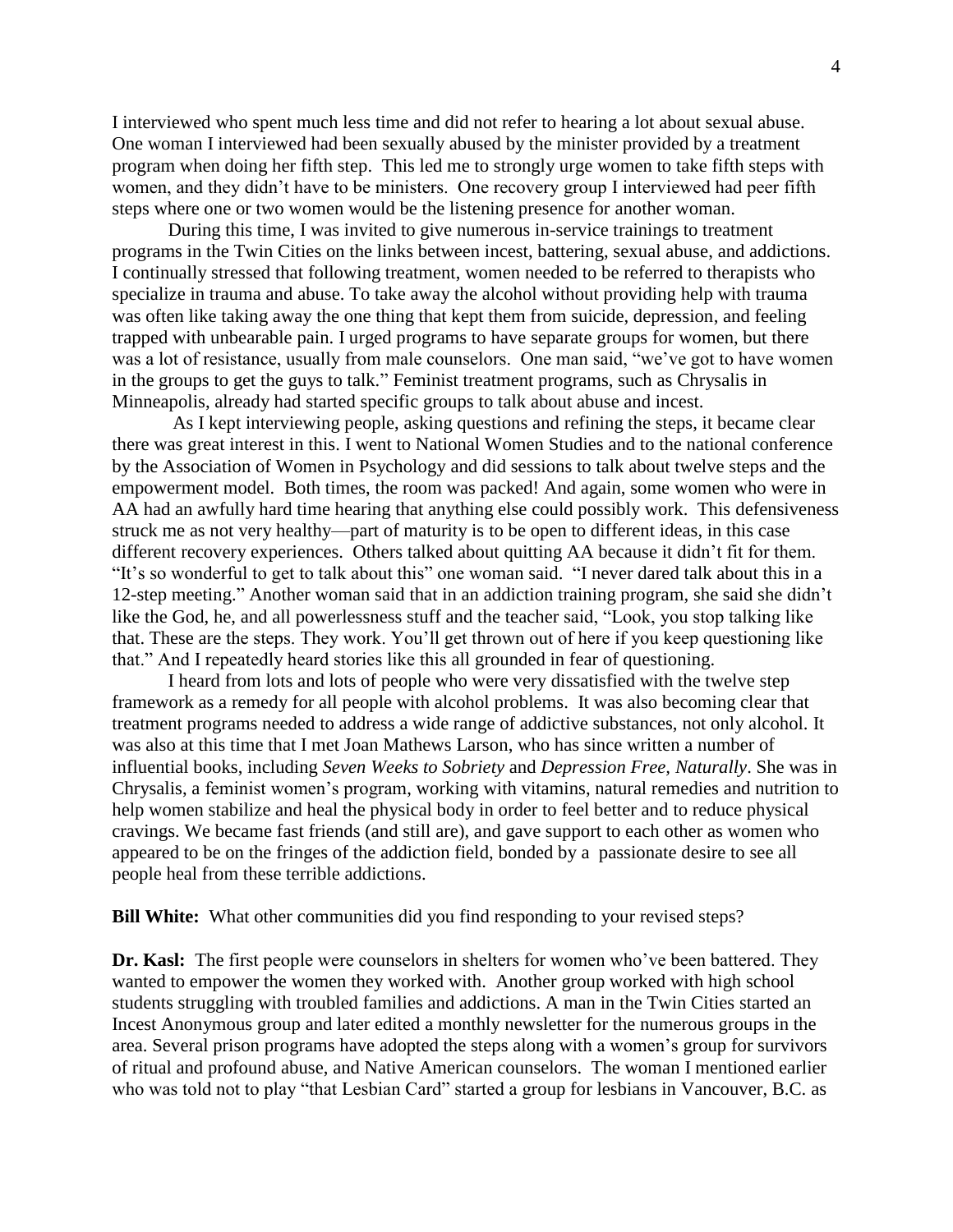I interviewed who spent much less time and did not refer to hearing a lot about sexual abuse. One woman I interviewed had been sexually abused by the minister provided by a treatment program when doing her fifth step. This led me to strongly urge women to take fifth steps with women, and they didn't have to be ministers. One recovery group I interviewed had peer fifth steps where one or two women would be the listening presence for another woman.

During this time, I was invited to give numerous in-service trainings to treatment programs in the Twin Cities on the links between incest, battering, sexual abuse, and addictions. I continually stressed that following treatment, women needed to be referred to therapists who specialize in trauma and abuse. To take away the alcohol without providing help with trauma was often like taking away the one thing that kept them from suicide, depression, and feeling trapped with unbearable pain. I urged programs to have separate groups for women, but there was a lot of resistance, usually from male counselors. One man said, "we've got to have women in the groups to get the guys to talk." Feminist treatment programs, such as Chrysalis in Minneapolis, already had started specific groups to talk about abuse and incest.

As I kept interviewing people, asking questions and refining the steps, it became clear there was great interest in this. I went to National Women Studies and to the national conference by the Association of Women in Psychology and did sessions to talk about twelve steps and the empowerment model. Both times, the room was packed! And again, some women who were in AA had an awfully hard time hearing that anything else could possibly work. This defensiveness struck me as not very healthy—part of maturity is to be open to different ideas, in this case different recovery experiences. Others talked about quitting AA because it didn't fit for them. "It's so wonderful to get to talk about this" one woman said. "I never dared talk about this in a 12-step meeting." Another woman said that in an addiction training program, she said she didn't like the God, he, and all powerlessness stuff and the teacher said, "Look, you stop talking like that. These are the steps. They work. You'll get thrown out of here if you keep questioning like that." And I repeatedly heard stories like this all grounded in fear of questioning.

I heard from lots and lots of people who were very dissatisfied with the twelve step framework as a remedy for all people with alcohol problems. It was also becoming clear that treatment programs needed to address a wide range of addictive substances, not only alcohol. It was also at this time that I met Joan Mathews Larson, who has since written a number of influential books, including *Seven Weeks to Sobriety* and *Depression Free, Naturally*. She was in Chrysalis, a feminist women's program, working with vitamins, natural remedies and nutrition to help women stabilize and heal the physical body in order to feel better and to reduce physical cravings. We became fast friends (and still are), and gave support to each other as women who appeared to be on the fringes of the addiction field, bonded by a passionate desire to see all people heal from these terrible addictions.

**Bill White:** What other communities did you find responding to your revised steps?

**Dr. Kasl:** The first people were counselors in shelters for women who've been battered. They wanted to empower the women they worked with. Another group worked with high school students struggling with troubled families and addictions. A man in the Twin Cities started an Incest Anonymous group and later edited a monthly newsletter for the numerous groups in the area. Several prison programs have adopted the steps along with a women's group for survivors of ritual and profound abuse, and Native American counselors. The woman I mentioned earlier who was told not to play "that Lesbian Card" started a group for lesbians in Vancouver, B.C. as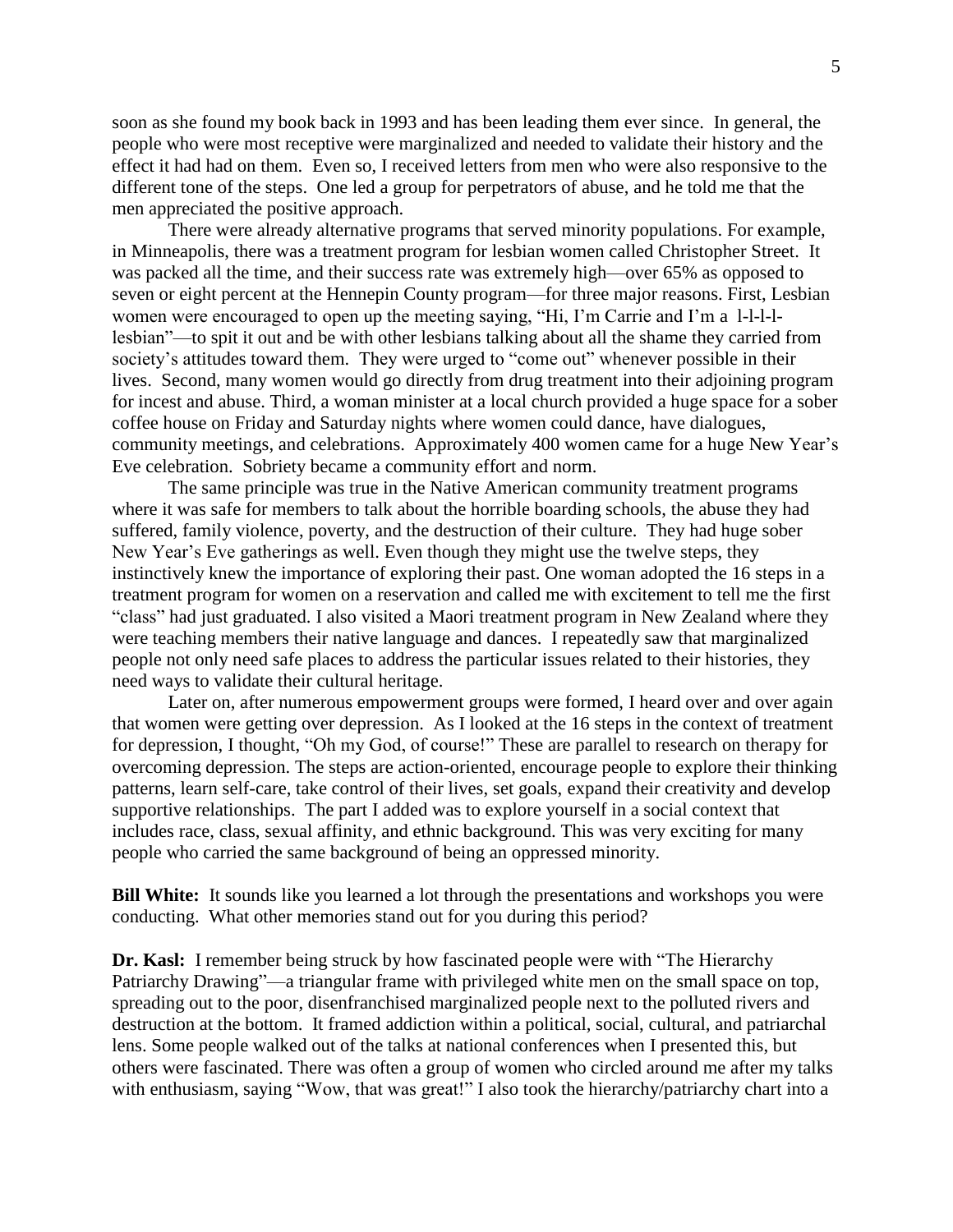soon as she found my book back in 1993 and has been leading them ever since. In general, the people who were most receptive were marginalized and needed to validate their history and the effect it had had on them. Even so, I received letters from men who were also responsive to the different tone of the steps. One led a group for perpetrators of abuse, and he told me that the men appreciated the positive approach.

There were already alternative programs that served minority populations. For example, in Minneapolis, there was a treatment program for lesbian women called Christopher Street. It was packed all the time, and their success rate was extremely high—over 65% as opposed to seven or eight percent at the Hennepin County program—for three major reasons. First, Lesbian women were encouraged to open up the meeting saying, "Hi, I'm Carrie and I'm a l-l-l-l-lesbian"—to spit it out and be with other lesbians talking about all the shame they carried from society's attitudes toward them. They were urged to "come out" whenever possible in their lives. Second, many women would go directly from drug treatment into their adjoining program for incest and abuse. Third, a woman minister at a local church provided a huge space for a sober coffee house on Friday and Saturday nights where women could dance, have dialogues, community meetings, and celebrations. Approximately 400 women came for a huge New Year's Eve celebration. Sobriety became a community effort and norm.

The same principle was true in the Native American community treatment programs where it was safe for members to talk about the horrible boarding schools, the abuse they had suffered, family violence, poverty, and the destruction of their culture. They had huge sober New Year's Eve gatherings as well. Even though they might use the twelve steps, they instinctively knew the importance of exploring their past. One woman adopted the 16 steps in a treatment program for women on a reservation and called me with excitement to tell me the first "class" had just graduated. I also visited a Maori treatment program in New Zealand where they were teaching members their native language and dances. I repeatedly saw that marginalized people not only need safe places to address the particular issues related to their histories, they need ways to validate their cultural heritage.

Later on, after numerous empowerment groups were formed, I heard over and over again that women were getting over depression. As I looked at the 16 steps in the context of treatment for depression, I thought, "Oh my God, of course!" These are parallel to research on therapy for overcoming depression. The steps are action-oriented, encourage people to explore their thinking patterns, learn self-care, take control of their lives, set goals, expand their creativity and develop supportive relationships. The part I added was to explore yourself in a social context that includes race, class, sexual affinity, and ethnic background. This was very exciting for many people who carried the same background of being an oppressed minority.

**Bill White:** It sounds like you learned a lot through the presentations and workshops you were conducting. What other memories stand out for you during this period?

**Dr. Kasl:** I remember being struck by how fascinated people were with "The Hierarchy Patriarchy Drawing"—a triangular frame with privileged white men on the small space on top, spreading out to the poor, disenfranchised marginalized people next to the polluted rivers and destruction at the bottom. It framed addiction within a political, social, cultural, and patriarchal lens. Some people walked out of the talks at national conferences when I presented this, but others were fascinated. There was often a group of women who circled around me after my talks with enthusiasm, saying "Wow, that was great!" I also took the hierarchy/patriarchy chart into a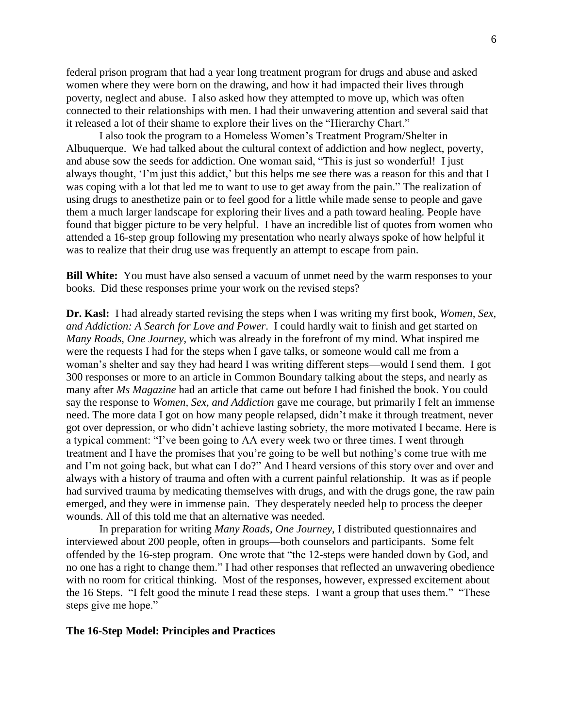federal prison program that had a year long treatment program for drugs and abuse and asked women where they were born on the drawing, and how it had impacted their lives through poverty, neglect and abuse. I also asked how they attempted to move up, which was often connected to their relationships with men. I had their unwavering attention and several said that it released a lot of their shame to explore their lives on the "Hierarchy Chart."

I also took the program to a Homeless Women's Treatment Program/Shelter in Albuquerque. We had talked about the cultural context of addiction and how neglect, poverty, and abuse sow the seeds for addiction. One woman said, "This is just so wonderful! I just always thought, 'I'm just this addict,' but this helps me see there was a reason for this and that I was coping with a lot that led me to want to use to get away from the pain." The realization of using drugs to anesthetize pain or to feel good for a little while made sense to people and gave them a much larger landscape for exploring their lives and a path toward healing. People have found that bigger picture to be very helpful. I have an incredible list of quotes from women who attended a 16-step group following my presentation who nearly always spoke of how helpful it was to realize that their drug use was frequently an attempt to escape from pain.

**Bill White:** You must have also sensed a vacuum of unmet need by the warm responses to your books. Did these responses prime your work on the revised steps?

**Dr. Kasl:** I had already started revising the steps when I was writing my first book, *Women, Sex, and Addiction: A Search for Love and Power*. I could hardly wait to finish and get started on *Many Roads, One Journey*, which was already in the forefront of my mind. What inspired me were the requests I had for the steps when I gave talks, or someone would call me from a woman's shelter and say they had heard I was writing different steps—would I send them. I got 300 responses or more to an article in Common Boundary talking about the steps, and nearly as many after *Ms Magazine* had an article that came out before I had finished the book. You could say the response to *Women, Sex, and Addiction* gave me courage, but primarily I felt an immense need. The more data I got on how many people relapsed, didn't make it through treatment, never got over depression, or who didn't achieve lasting sobriety, the more motivated I became. Here is a typical comment: "I've been going to AA every week two or three times. I went through treatment and I have the promises that you're going to be well but nothing's come true with me and I'm not going back, but what can I do?" And I heard versions of this story over and over and always with a history of trauma and often with a current painful relationship. It was as if people had survived trauma by medicating themselves with drugs, and with the drugs gone, the raw pain emerged, and they were in immense pain. They desperately needed help to process the deeper wounds. All of this told me that an alternative was needed.

In preparation for writing *Many Roads, One Journey*, I distributed questionnaires and interviewed about 200 people, often in groups—both counselors and participants. Some felt offended by the 16-step program. One wrote that "the 12-steps were handed down by God, and no one has a right to change them." I had other responses that reflected an unwavering obedience with no room for critical thinking. Most of the responses, however, expressed excitement about the 16 Steps. "I felt good the minute I read these steps. I want a group that uses them." "These steps give me hope."

## The 16-Step Model: Principles and Practices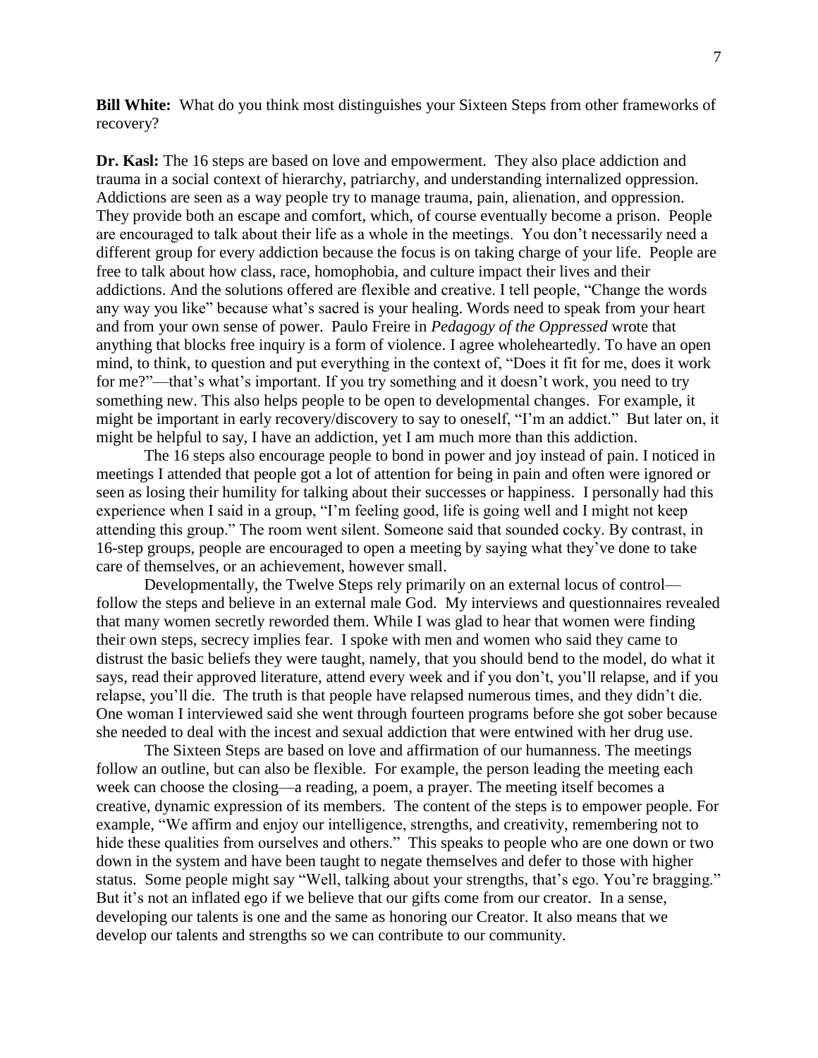**Bill White:** What do you think most distinguishes your Sixteen Steps from other frameworks of recovery?

**Dr. Kasl:** The 16 steps are based on love and empowerment. They also place addiction and trauma in a social context of hierarchy, patriarchy, and understanding internalized oppression. Addictions are seen as a way people try to manage trauma, pain, alienation, and oppression. They provide both an escape and comfort, which, of course eventually become a prison. People are encouraged to talk about their life as a whole in the meetings. You don't necessarily need a different group for every addiction because the focus is on taking charge of your life. People are free to talk about how class, race, homophobia, and culture impact their lives and their addictions. And the solutions offered are flexible and creative. I tell people, "Change the words any way you like" because what's sacred is your healing. Words need to speak from your heart and from your own sense of power. Paulo Freire in *Pedagogy of the Oppressed* wrote that anything that blocks free inquiry is a form of violence. I agree wholeheartedly. To have an open mind, to think, to question and put everything in the context of, "Does it fit for me, does it work for me?"—that's what's important. If you try something and it doesn't work, you need to try something new. This also helps people to be open to developmental changes. For example, it might be important in early recovery/discovery to say to oneself, "I'm an addict." But later on, it might be helpful to say, I have an addiction, yet I am much more than this addiction.

The 16 steps also encourage people to bond in power and joy instead of pain. I noticed in meetings I attended that people got a lot of attention for being in pain and often were ignored or seen as losing their humility for talking about their successes or happiness. I personally had this experience when I said in a group, "I'm feeling good, life is going well and I might not keep attending this group." The room went silent. Someone said that sounded cocky. By contrast, in 16-step groups, people are encouraged to open a meeting by saying what they've done to take care of themselves, or an achievement, however small.

Developmentally, the Twelve Steps rely primarily on an external locus of control—follow the steps and believe in an external male God. My interviews and questionnaires revealed that many women secretly reworded them. While I was glad to hear that women were finding their own steps, secrecy implies fear. I spoke with men and women who said they came to distrust the basic beliefs they were taught, namely, that you should bend to the model, do what it says, read their approved literature, attend every week and if you don't, you'll relapse, and if you relapse, you'll die. The truth is that people have relapsed numerous times, and they didn't die. One woman I interviewed said she went through fourteen programs before she got sober because she needed to deal with the incest and sexual addiction that were entwined with her drug use.

The Sixteen Steps are based on love and affirmation of our humanness. The meetings follow an outline, but can also be flexible. For example, the person leading the meeting each week can choose the closing—a reading, a poem, a prayer. The meeting itself becomes a creative, dynamic expression of its members. The content of the steps is to empower people. For example, "We affirm and enjoy our intelligence, strengths, and creativity, remembering not to hide these qualities from ourselves and others." This speaks to people who are one down or two down in the system and have been taught to negate themselves and defer to those with higher status. Some people might say "Well, talking about your strengths, that's ego. You're bragging." But it's not an inflated ego if we believe that our gifts come from our creator. In a sense, developing our talents is one and the same as honoring our Creator. It also means that we develop our talents and strengths so we can contribute to our community.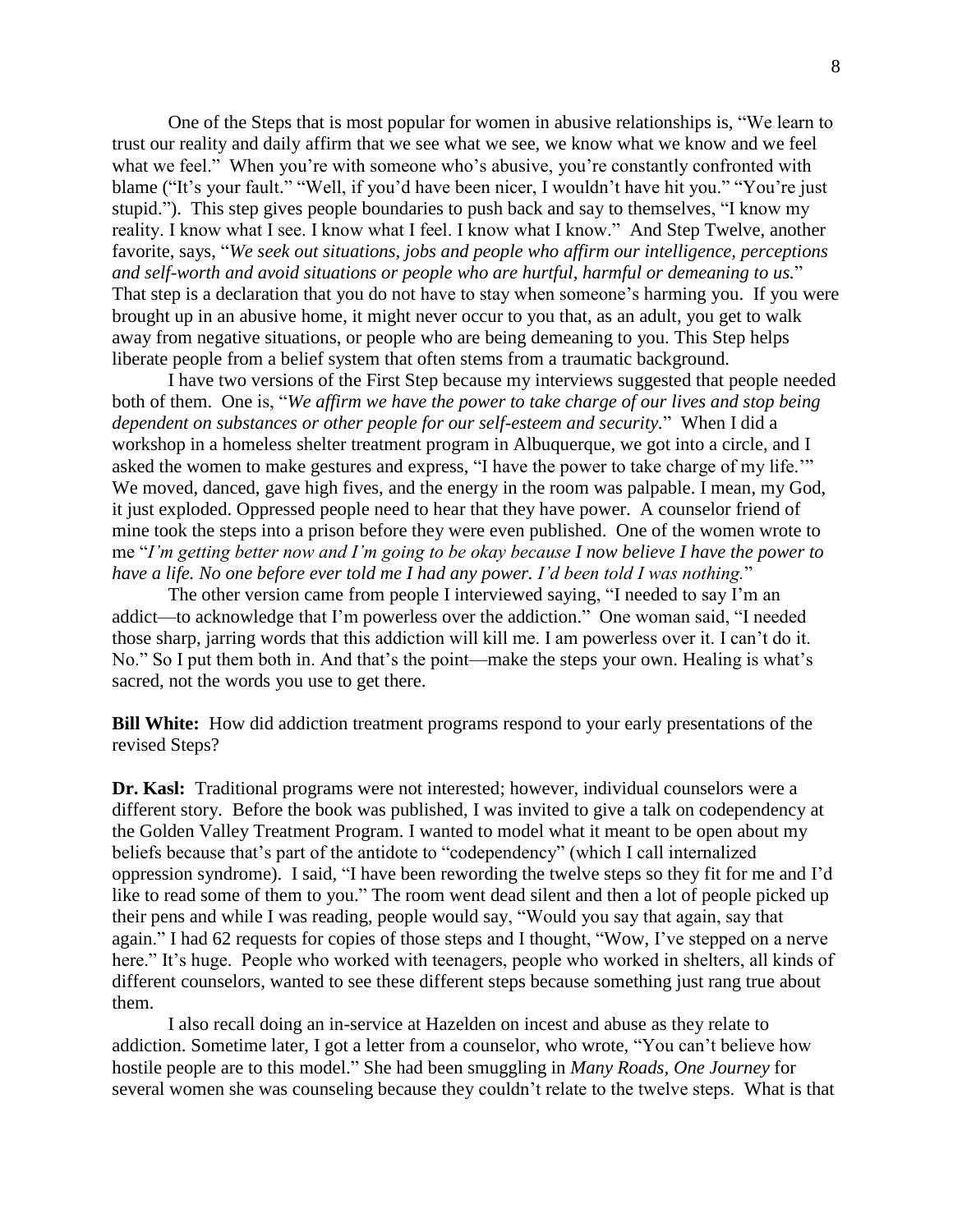One of the Steps that is most popular for women in abusive relationships is, "We learn to trust our reality and daily affirm that we see what we see, we know what we know and we feel what we feel." When you're with someone who's abusive, you're constantly confronted with blame ("It's your fault." "Well, if you'd have been nicer, I wouldn't have hit you." "You're just stupid."). This step gives people boundaries to push back and say to themselves, "I know my reality. I know what I see. I know what I feel. I know what I know." And Step Twelve, another favorite, says, "*We seek out situations, jobs and people who affirm our intelligence, perceptions and self-worth and avoid situations or people who are hurtful, harmful or demeaning to us.*" That step is a declaration that you do not have to stay when someone's harming you. If you were brought up in an abusive home, it might never occur to you that, as an adult, you get to walk away from negative situations, or people who are being demeaning to you. This Step helps liberate people from a belief system that often stems from a traumatic background.

I have two versions of the First Step because my interviews suggested that people needed both of them. One is, "*We affirm we have the power to take charge of our lives and stop being dependent on substances or other people for our self-esteem and security.*" When I did a workshop in a homeless shelter treatment program in Albuquerque, we got into a circle, and I asked the women to make gestures and express, "I have the power to take charge of my life.'" We moved, danced, gave high fives, and the energy in the room was palpable. I mean, my God, it just exploded. Oppressed people need to hear that they have power. A counselor friend of mine took the steps into a prison before they were even published. One of the women wrote to me "*I'm getting better now and I'm going to be okay because I now believe I have the power to have a life. No one before ever told me I had any power. I'd been told I was nothing.*"

The other version came from people I interviewed saying, "I needed to say I'm an addict—to acknowledge that I'm powerless over the addiction." One woman said, "I needed those sharp, jarring words that this addiction will kill me. I am powerless over it. I can't do it. No." So I put them both in. And that's the point—make the steps your own. Healing is what's sacred, not the words you use to get there.

**Bill White:** How did addiction treatment programs respond to your early presentations of the revised Steps?

**Dr. Kasl:** Traditional programs were not interested; however, individual counselors were a different story. Before the book was published, I was invited to give a talk on codependency at the Golden Valley Treatment Program. I wanted to model what it meant to be open about my beliefs because that's part of the antidote to "codependency" (which I call internalized oppression syndrome). I said, "I have been rewording the twelve steps so they fit for me and I'd like to read some of them to you." The room went dead silent and then a lot of people picked up their pens and while I was reading, people would say, "Would you say that again, say that again." I had 62 requests for copies of those steps and I thought, "Wow, I've stepped on a nerve here." It's huge. People who worked with teenagers, people who worked in shelters, all kinds of different counselors, wanted to see these different steps because something just rang true about them.

I also recall doing an in-service at Hazelden on incest and abuse as they relate to addiction. Sometime later, I got a letter from a counselor, who wrote, "You can't believe how hostile people are to this model." She had been smuggling in *Many Roads, One Journey* for several women she was counseling because they couldn't relate to the twelve steps. What is that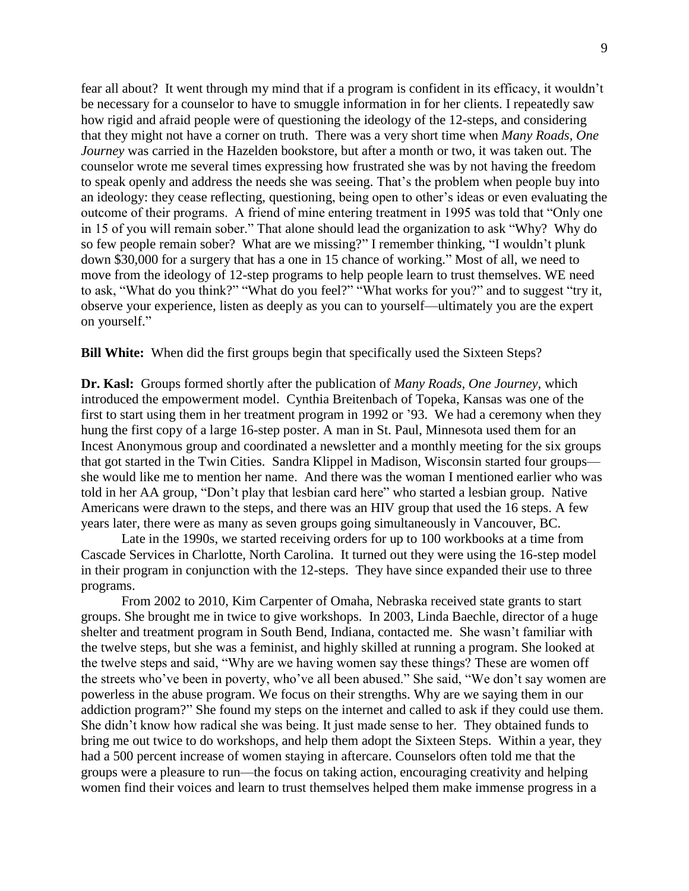fear all about? It went through my mind that if a program is confident in its efficacy, it wouldn't be necessary for a counselor to have to smuggle information in for her clients. I repeatedly saw how rigid and afraid people were of questioning the ideology of the 12-steps, and considering that they might not have a corner on truth. There was a very short time when *Many Roads, One Journey* was carried in the Hazelden bookstore, but after a month or two, it was taken out. The counselor wrote me several times expressing how frustrated she was by not having the freedom to speak openly and address the needs she was seeing. That's the problem when people buy into an ideology: they cease reflecting, questioning, being open to other's ideas or even evaluating the outcome of their programs. A friend of mine entering treatment in 1995 was told that "Only one in 15 of you will remain sober." That alone should lead the organization to ask "Why? Why do so few people remain sober? What are we missing?" I remember thinking, "I wouldn't plunk down $30,000 for a surgery that has a one in 15 chance of working." Most of all, we need to move from the ideology of 12-step programs to help people learn to trust themselves. WE need to ask, "What do you think?" "What do you feel?" "What works for you?" and to suggest "try it, observe your experience, listen as deeply as you can to yourself—ultimately you are the expert on yourself."

**Bill White:** When did the first groups begin that specifically used the Sixteen Steps?

**Dr. Kasl:** Groups formed shortly after the publication of *Many Roads, One Journey*, which introduced the empowerment model. Cynthia Breitenbach of Topeka, Kansas was one of the first to start using them in her treatment program in 1992 or '93. We had a ceremony when they hung the first copy of a large 16-step poster. A man in St. Paul, Minnesota used them for an Incest Anonymous group and coordinated a newsletter and a monthly meeting for the six groups that got started in the Twin Cities. Sandra Klippel in Madison, Wisconsin started four groups—she would like me to mention her name. And there was the woman I mentioned earlier who was told in her AA group, "Don't play that lesbian card here" who started a lesbian group. Native Americans were drawn to the steps, and there was an HIV group that used the 16 steps. A few years later, there were as many as seven groups going simultaneously in Vancouver, BC.

Late in the 1990s, we started receiving orders for up to 100 workbooks at a time from Cascade Services in Charlotte, North Carolina. It turned out they were using the 16-step model in their program in conjunction with the 12-steps. They have since expanded their use to three programs.

From 2002 to 2010, Kim Carpenter of Omaha, Nebraska received state grants to start groups. She brought me in twice to give workshops. In 2003, Linda Baechle, director of a huge shelter and treatment program in South Bend, Indiana, contacted me. She wasn't familiar with the twelve steps, but she was a feminist, and highly skilled at running a program. She looked at the twelve steps and said, "Why are we having women say these things? These are women off the streets who've been in poverty, who've all been abused." She said, "We don't say women are powerless in the abuse program. We focus on their strengths. Why are we saying them in our addiction program?" She found my steps on the internet and called to ask if they could use them. She didn't know how radical she was being. It just made sense to her. They obtained funds to bring me out twice to do workshops, and help them adopt the Sixteen Steps. Within a year, they had a 500 percent increase of women staying in aftercare. Counselors often told me that the groups were a pleasure to run—the focus on taking action, encouraging creativity and helping women find their voices and learn to trust themselves helped them make immense progress in a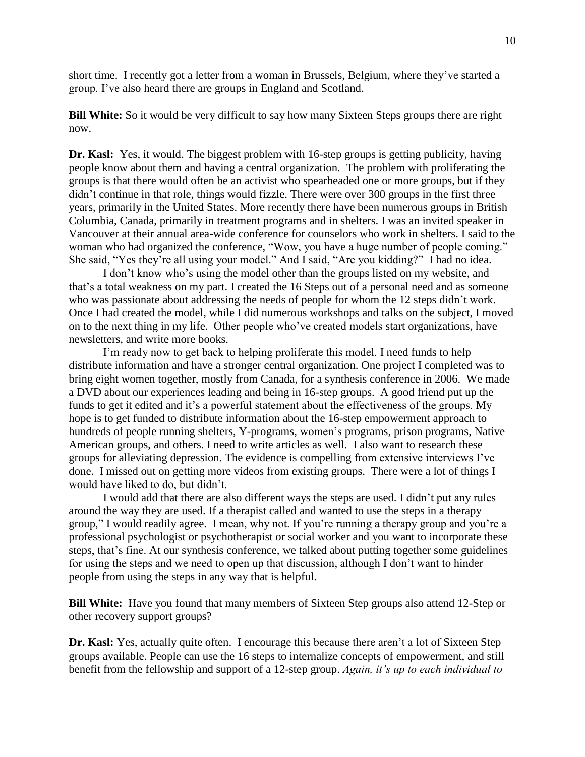short time. I recently got a letter from a woman in Brussels, Belgium, where they've started a group. I've also heard there are groups in England and Scotland.

**Bill White:** So it would be very difficult to say how many Sixteen Steps groups there are right now.

**Dr. Kasl:** Yes, it would. The biggest problem with 16-step groups is getting publicity, having people know about them and having a central organization. The problem with proliferating the groups is that there would often be an activist who spearheaded one or more groups, but if they didn't continue in that role, things would fizzle. There were over 300 groups in the first three years, primarily in the United States. More recently there have been numerous groups in British Columbia, Canada, primarily in treatment programs and in shelters. I was an invited speaker in Vancouver at their annual area-wide conference for counselors who work in shelters. I said to the woman who had organized the conference, "Wow, you have a huge number of people coming." She said, "Yes they're all using your model." And I said, "Are you kidding?" I had no idea.

I don't know who's using the model other than the groups listed on my website, and that's a total weakness on my part. I created the 16 Steps out of a personal need and as someone who was passionate about addressing the needs of people for whom the 12 steps didn't work. Once I had created the model, while I did numerous workshops and talks on the subject, I moved on to the next thing in my life. Other people who've created models start organizations, have newsletters, and write more books.

I'm ready now to get back to helping proliferate this model. I need funds to help distribute information and have a stronger central organization. One project I completed was to bring eight women together, mostly from Canada, for a synthesis conference in 2006. We made a DVD about our experiences leading and being in 16-step groups. A good friend put up the funds to get it edited and it's a powerful statement about the effectiveness of the groups. My hope is to get funded to distribute information about the 16-step empowerment approach to hundreds of people running shelters, Y-programs, women's programs, prison programs, Native American groups, and others. I need to write articles as well. I also want to research these groups for alleviating depression. The evidence is compelling from extensive interviews I've done. I missed out on getting more videos from existing groups. There were a lot of things I would have liked to do, but didn't.

I would add that there are also different ways the steps are used. I didn't put any rules around the way they are used. If a therapist called and wanted to use the steps in a therapy group," I would readily agree. I mean, why not. If you're running a therapy group and you're a professional psychologist or psychotherapist or social worker and you want to incorporate these steps, that's fine. At our synthesis conference, we talked about putting together some guidelines for using the steps and we need to open up that discussion, although I don't want to hinder people from using the steps in any way that is helpful.

**Bill White:** Have you found that many members of Sixteen Step groups also attend 12-Step or other recovery support groups?

**Dr. Kasl:** Yes, actually quite often. I encourage this because there aren't a lot of Sixteen Step groups available. People can use the 16 steps to internalize concepts of empowerment, and still benefit from the fellowship and support of a 12-step group. *Again, it's up to each individual to*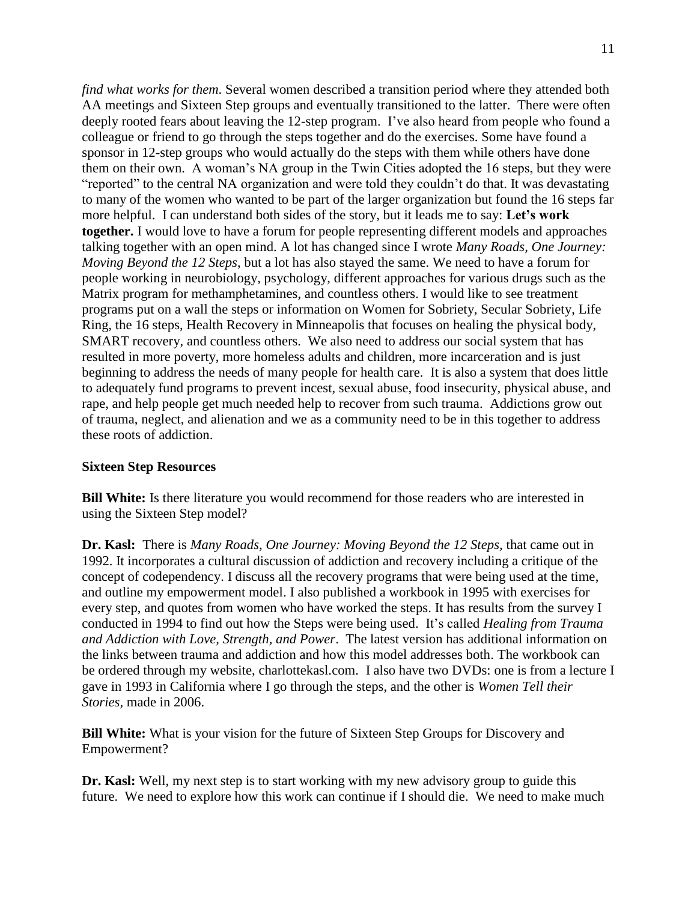*find what works for them*. Several women described a transition period where they attended both AA meetings and Sixteen Step groups and eventually transitioned to the latter. There were often deeply rooted fears about leaving the 12-step program. I've also heard from people who found a colleague or friend to go through the steps together and do the exercises. Some have found a sponsor in 12-step groups who would actually do the steps with them while others have done them on their own. A woman's NA group in the Twin Cities adopted the 16 steps, but they were "reported" to the central NA organization and were told they couldn't do that. It was devastating to many of the women who wanted to be part of the larger organization but found the 16 steps far more helpful. I can understand both sides of the story, but it leads me to say: **Let's work together.** I would love to have a forum for people representing different models and approaches talking together with an open mind. A lot has changed since I wrote *Many Roads, One Journey: Moving Beyond the 12 Steps*, but a lot has also stayed the same. We need to have a forum for people working in neurobiology, psychology, different approaches for various drugs such as the Matrix program for methamphetamines, and countless others. I would like to see treatment programs put on a wall the steps or information on Women for Sobriety, Secular Sobriety, Life Ring, the 16 steps, Health Recovery in Minneapolis that focuses on healing the physical body, SMART recovery, and countless others. We also need to address our social system that has resulted in more poverty, more homeless adults and children, more incarceration and is just beginning to address the needs of many people for health care. It is also a system that does little to adequately fund programs to prevent incest, sexual abuse, food insecurity, physical abuse, and rape, and help people get much needed help to recover from such trauma. Addictions grow out of trauma, neglect, and alienation and we as a community need to be in this together to address these roots of addiction.

**Sixteen Step Resources**

**Bill White:** Is there literature you would recommend for those readers who are interested in using the Sixteen Step model?

**Dr. Kasl:** There is *Many Roads, One Journey: Moving Beyond the 12 Steps,* that came out in 1992. It incorporates a cultural discussion of addiction and recovery including a critique of the concept of codependency. I discuss all the recovery programs that were being used at the time, and outline my empowerment model. I also published a workbook in 1995 with exercises for every step, and quotes from women who have worked the steps. It has results from the survey I conducted in 1994 to find out how the Steps were being used. It's called *Healing from Trauma and Addiction with Love, Strength, and Power*. The latest version has additional information on the links between trauma and addiction and how this model addresses both. The workbook can be ordered through my website, charlottekasl.com. I also have two DVDs: one is from a lecture I gave in 1993 in California where I go through the steps, and the other is *Women Tell their Stories,* made in 2006.

**Bill White:** What is your vision for the future of Sixteen Step Groups for Discovery and Empowerment?

**Dr. Kasl:** Well, my next step is to start working with my new advisory group to guide this future. We need to explore how this work can continue if I should die. We need to make much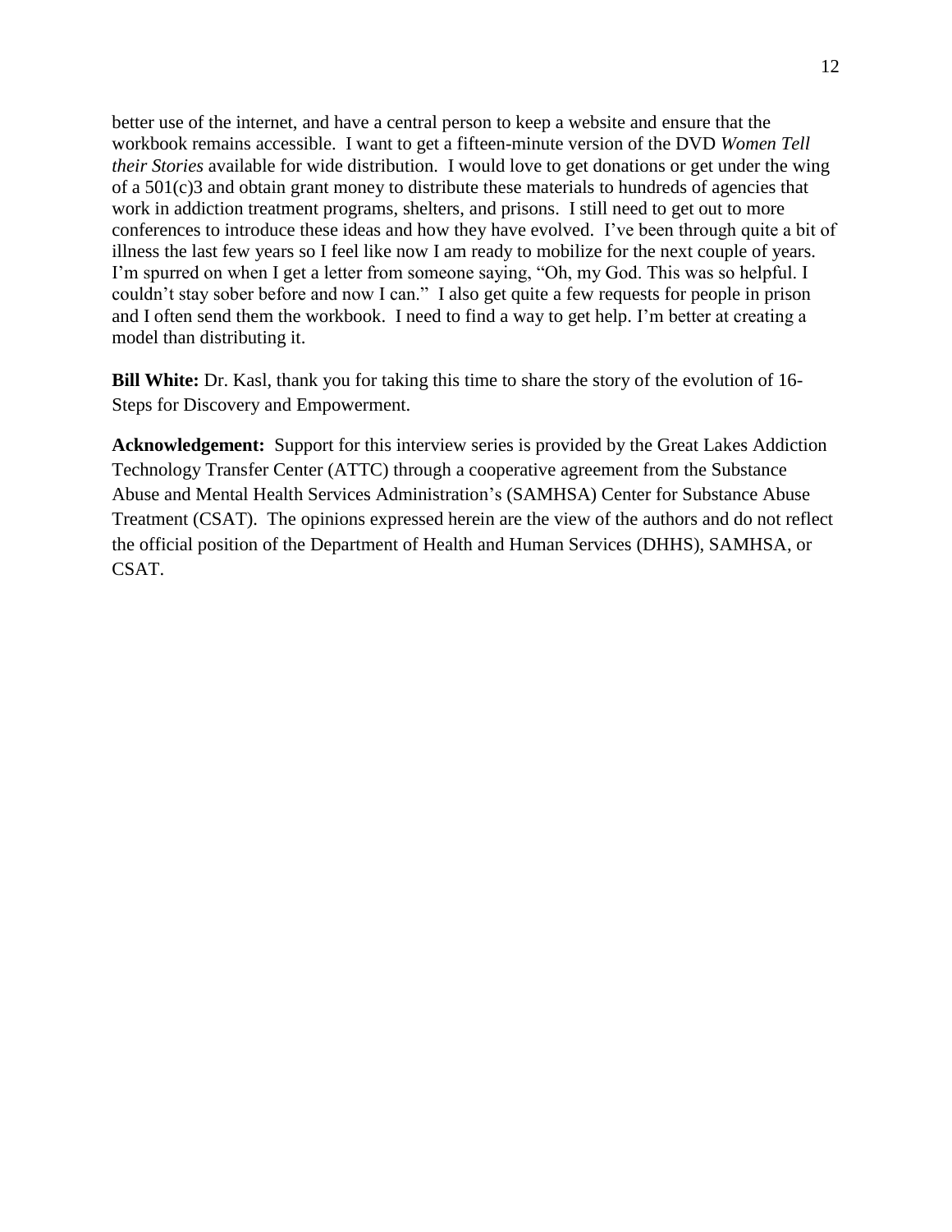better use of the internet, and have a central person to keep a website and ensure that the workbook remains accessible. I want to get a fifteen-minute version of the DVD *Women Tell their Stories* available for wide distribution. I would love to get donations or get under the wing of a 501(c)3 and obtain grant money to distribute these materials to hundreds of agencies that work in addiction treatment programs, shelters, and prisons. I still need to get out to more conferences to introduce these ideas and how they have evolved. I've been through quite a bit of illness the last few years so I feel like now I am ready to mobilize for the next couple of years. I'm spurred on when I get a letter from someone saying, "Oh, my God. This was so helpful. I couldn't stay sober before and now I can." I also get quite a few requests for people in prison and I often send them the workbook. I need to find a way to get help. I'm better at creating a model than distributing it.

**Bill White:** Dr. Kasl, thank you for taking this time to share the story of the evolution of 16-Steps for Discovery and Empowerment.

**Acknowledgement:** Support for this interview series is provided by the Great Lakes Addiction Technology Transfer Center (ATTC) through a cooperative agreement from the Substance Abuse and Mental Health Services Administration's (SAMHSA) Center for Substance Abuse Treatment (CSAT). The opinions expressed herein are the view of the authors and do not reflect the official position of the Department of Health and Human Services (DHHS), SAMHSA, or CSAT.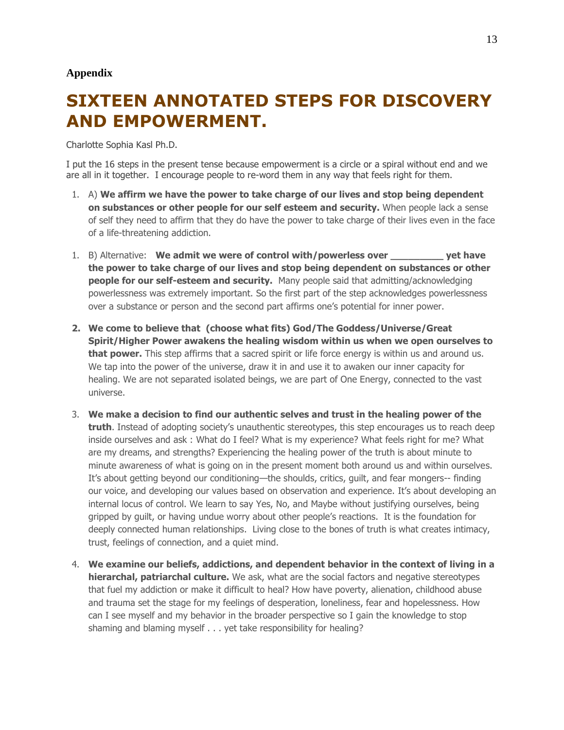**Appendix**

# SIXTEEN ANNOTATED STEPS FOR DISCOVERY AND EMPOWERMENT.

Charlotte Sophia Kasl Ph.D.

I put the 16 steps in the present tense because empowerment is a circle or a spiral without end and we are all in it together. I encourage people to re-word them in any way that feels right for them.

1. A) **We affirm we have the power to take charge of our lives and stop being dependent on substances or other people for our self esteem and security.** When people lack a sense of self they need to affirm that they do have the power to take charge of their lives even in the face of a life-threatening addiction.

1. B) Alternative: **We admit we were of control with/powerless over _________ yet have the power to take charge of our lives and stop being dependent on substances or other people for our self-esteem and security.** Many people said that admitting/acknowledging powerlessness was extremely important. So the first part of the step acknowledges powerlessness over a substance or person and the second part affirms one's potential for inner power.

2. **We come to believe that (choose what fits) God/The Goddess/Universe/Great Spirit/Higher Power awakens the healing wisdom within us when we open ourselves to that power.** This step affirms that a sacred spirit or life force energy is within us and around us. We tap into the power of the universe, draw it in and use it to awaken our inner capacity for healing. We are not separated isolated beings, we are part of One Energy, connected to the vast universe.

3. **We make a decision to find our authentic selves and trust in the healing power of the truth**. Instead of adopting society's unauthentic stereotypes, this step encourages us to reach deep inside ourselves and ask : What do I feel? What is my experience? What feels right for me? What are my dreams, and strengths? Experiencing the healing power of the truth is about minute to minute awareness of what is going on in the present moment both around us and within ourselves. It's about getting beyond our conditioning—the shoulds, critics, guilt, and fear mongers-- finding our voice, and developing our values based on observation and experience. It's about developing an internal locus of control. We learn to say Yes, No, and Maybe without justifying ourselves, being gripped by guilt, or having undue worry about other people's reactions. It is the foundation for deeply connected human relationships. Living close to the bones of truth is what creates intimacy, trust, feelings of connection, and a quiet mind.

4. **We examine our beliefs, addictions, and dependent behavior in the context of living in a hierarchal, patriarchal culture.** We ask, what are the social factors and negative stereotypes that fuel my addiction or make it difficult to heal? How have poverty, alienation, childhood abuse and trauma set the stage for my feelings of desperation, loneliness, fear and hopelessness. How can I see myself and my behavior in the broader perspective so I gain the knowledge to stop shaming and blaming myself . . . yet take responsibility for healing?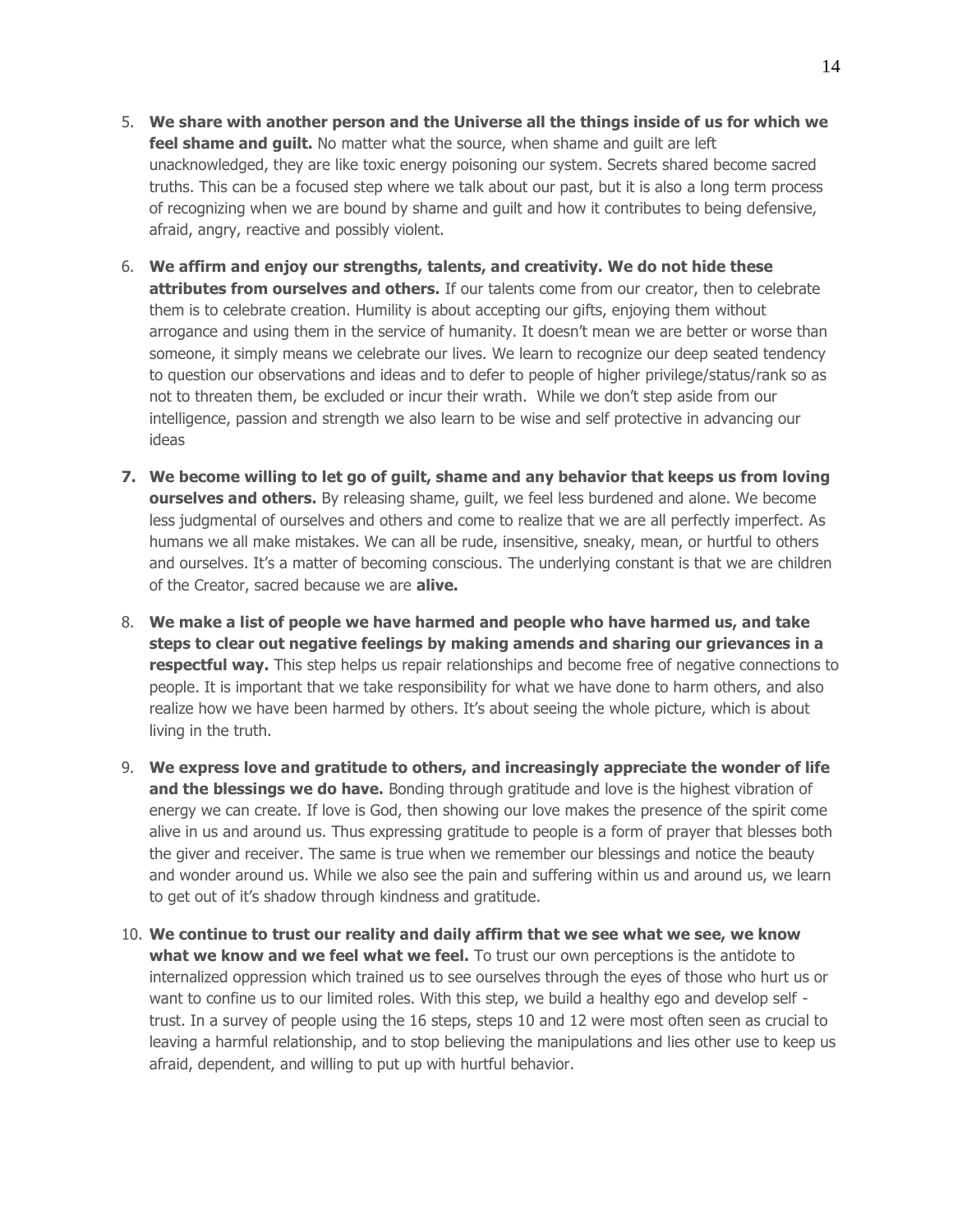5. **We share with another person and the Universe all the things inside of us for which we feel shame and guilt.** No matter what the source, when shame and guilt are left unacknowledged, they are like toxic energy poisoning our system. Secrets shared become sacred truths. This can be a focused step where we talk about our past, but it is also a long term process of recognizing when we are bound by shame and guilt and how it contributes to being defensive, afraid, angry, reactive and possibly violent.

6. **We affirm and enjoy our strengths, talents, and creativity. We do not hide these attributes from ourselves and others.** If our talents come from our creator, then to celebrate them is to celebrate creation. Humility is about accepting our gifts, enjoying them without arrogance and using them in the service of humanity. It doesn't mean we are better or worse than someone, it simply means we celebrate our lives. We learn to recognize our deep seated tendency to question our observations and ideas and to defer to people of higher privilege/status/rank so as not to threaten them, be excluded or incur their wrath. While we don't step aside from our intelligence, passion and strength we also learn to be wise and self protective in advancing our ideas

7. **We become willing to let go of guilt, shame and any behavior that keeps us from loving ourselves and others.** By releasing shame, guilt, we feel less burdened and alone. We become less judgmental of ourselves and others and come to realize that we are all perfectly imperfect. As humans we all make mistakes. We can all be rude, insensitive, sneaky, mean, or hurtful to others and ourselves. It's a matter of becoming conscious. The underlying constant is that we are children of the Creator, sacred because we are **alive.**

8. **We make a list of people we have harmed and people who have harmed us, and take steps to clear out negative feelings by making amends and sharing our grievances in a respectful way.** This step helps us repair relationships and become free of negative connections to people. It is important that we take responsibility for what we have done to harm others, and also realize how we have been harmed by others. It's about seeing the whole picture, which is about living in the truth.

9. **We express love and gratitude to others, and increasingly appreciate the wonder of life and the blessings we do have.** Bonding through gratitude and love is the highest vibration of energy we can create. If love is God, then showing our love makes the presence of the spirit come alive in us and around us. Thus expressing gratitude to people is a form of prayer that blesses both the giver and receiver. The same is true when we remember our blessings and notice the beauty and wonder around us. While we also see the pain and suffering within us and around us, we learn to get out of it's shadow through kindness and gratitude.

10. **We continue to trust our reality and daily affirm that we see what we see, we know what we know and we feel what we feel.** To trust our own perceptions is the antidote to internalized oppression which trained us to see ourselves through the eyes of those who hurt us or want to confine us to our limited roles. With this step, we build a healthy ego and develop self - trust. In a survey of people using the 16 steps, steps 10 and 12 were most often seen as crucial to leaving a harmful relationship, and to stop believing the manipulations and lies other use to keep us afraid, dependent, and willing to put up with hurtful behavior.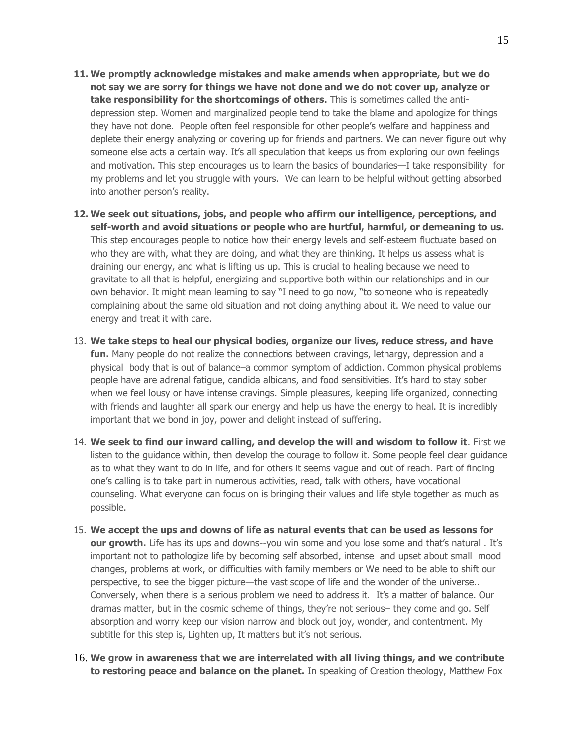11. **We promptly acknowledge mistakes and make amends when appropriate, but we do not say we are sorry for things we have not done and we do not cover up, analyze or take responsibility for the shortcomings of others.** This is sometimes called the anti-depression step. Women and marginalized people tend to take the blame and apologize for things they have not done. People often feel responsible for other people's welfare and happiness and deplete their energy analyzing or covering up for friends and partners. We can never figure out why someone else acts a certain way. It's all speculation that keeps us from exploring our own feelings and motivation. This step encourages us to learn the basics of boundaries—I take responsibility for my problems and let you struggle with yours. We can learn to be helpful without getting absorbed into another person's reality.

12. **We seek out situations, jobs, and people who affirm our intelligence, perceptions, and self-worth and avoid situations or people who are hurtful, harmful, or demeaning to us.** This step encourages people to notice how their energy levels and self-esteem fluctuate based on who they are with, what they are doing, and what they are thinking. It helps us assess what is draining our energy, and what is lifting us up. This is crucial to healing because we need to gravitate to all that is helpful, energizing and supportive both within our relationships and in our own behavior. It might mean learning to say "I need to go now, "to someone who is repeatedly complaining about the same old situation and not doing anything about it. We need to value our energy and treat it with care.

13. **We take steps to heal our physical bodies, organize our lives, reduce stress, and have fun.** Many people do not realize the connections between cravings, lethargy, depression and a physical body that is out of balance–a common symptom of addiction. Common physical problems people have are adrenal fatigue, candida albicans, and food sensitivities. It's hard to stay sober when we feel lousy or have intense cravings. Simple pleasures, keeping life organized, connecting with friends and laughter all spark our energy and help us have the energy to heal. It is incredibly important that we bond in joy, power and delight instead of suffering.

14. **We seek to find our inward calling, and develop the will and wisdom to follow it**. First we listen to the guidance within, then develop the courage to follow it. Some people feel clear guidance as to what they want to do in life, and for others it seems vague and out of reach. Part of finding one's calling is to take part in numerous activities, read, talk with others, have vocational counseling. What everyone can focus on is bringing their values and life style together as much as possible.

15. **We accept the ups and downs of life as natural events that can be used as lessons for our growth.** Life has its ups and downs--you win some and you lose some and that's natural . It's important not to pathologize life by becoming self absorbed, intense and upset about small mood changes, problems at work, or difficulties with family members or We need to be able to shift our perspective, to see the bigger picture—the vast scope of life and the wonder of the universe.. Conversely, when there is a serious problem we need to address it. It's a matter of balance. Our dramas matter, but in the cosmic scheme of things, they're not serious– they come and go. Self absorption and worry keep our vision narrow and block out joy, wonder, and contentment. My subtitle for this step is, Lighten up, It matters but it's not serious.

16. **We grow in awareness that we are interrelated with all living things, and we contribute to restoring peace and balance on the planet.** In speaking of Creation theology, Matthew Fox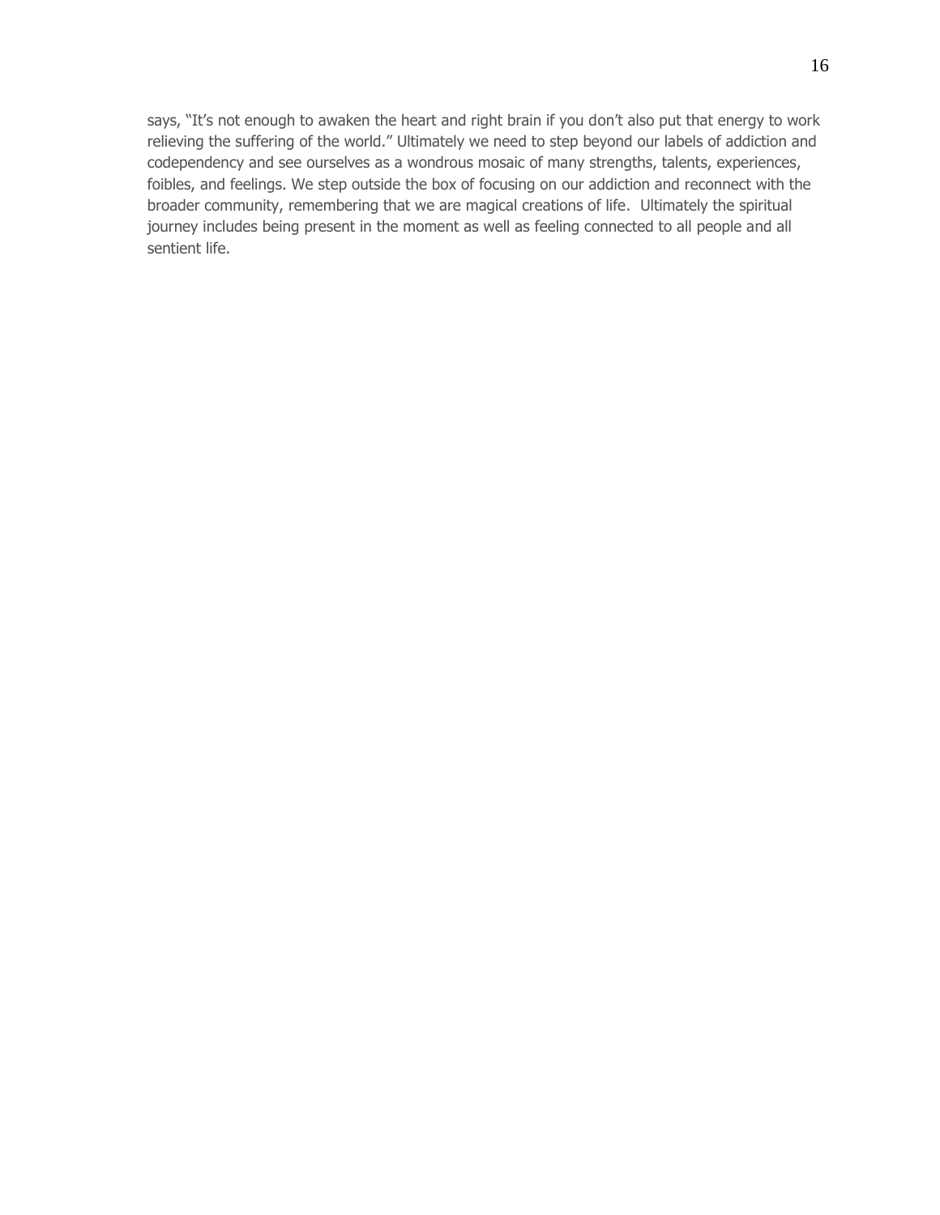says, "It's not enough to awaken the heart and right brain if you don't also put that energy to work relieving the suffering of the world." Ultimately we need to step beyond our labels of addiction and codependency and see ourselves as a wondrous mosaic of many strengths, talents, experiences, foibles, and feelings. We step outside the box of focusing on our addiction and reconnect with the broader community, remembering that we are magical creations of life. Ultimately the spiritual journey includes being present in the moment as well as feeling connected to all people and all sentient life.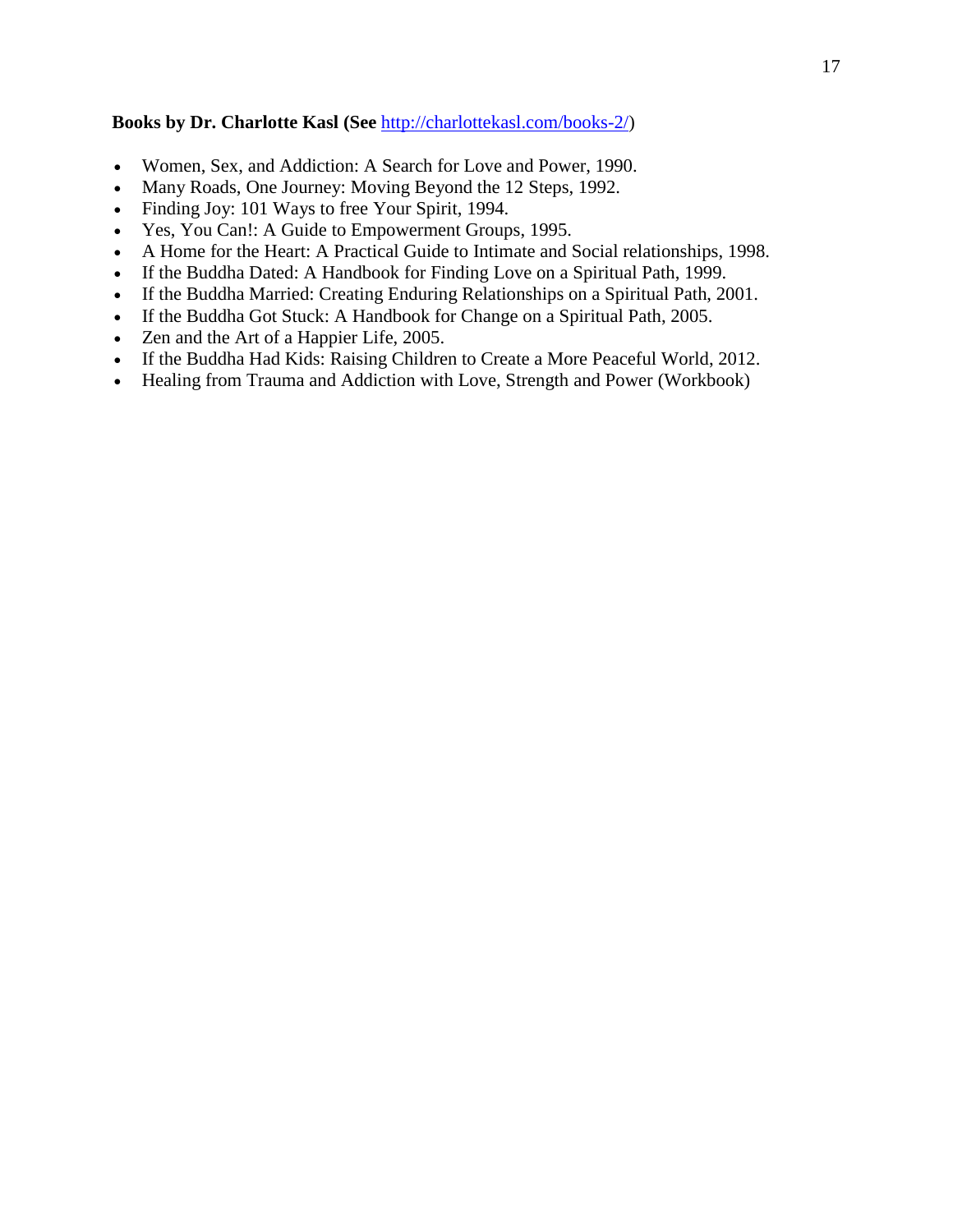**Books by Dr. Charlotte Kasl (See** http://charlottekasl.com/books-2/)

- Women, Sex, and Addiction: A Search for Love and Power, 1990.
- Many Roads, One Journey: Moving Beyond the 12 Steps, 1992.
- Finding Joy: 101 Ways to free Your Spirit, 1994.
- Yes, You Can!: A Guide to Empowerment Groups, 1995.
- A Home for the Heart: A Practical Guide to Intimate and Social relationships, 1998.
- If the Buddha Dated: A Handbook for Finding Love on a Spiritual Path, 1999.
- If the Buddha Married: Creating Enduring Relationships on a Spiritual Path, 2001.
- If the Buddha Got Stuck: A Handbook for Change on a Spiritual Path, 2005.
- Zen and the Art of a Happier Life, 2005.
- If the Buddha Had Kids: Raising Children to Create a More Peaceful World, 2012.
- Healing from Trauma and Addiction with Love, Strength and Power (Workbook)